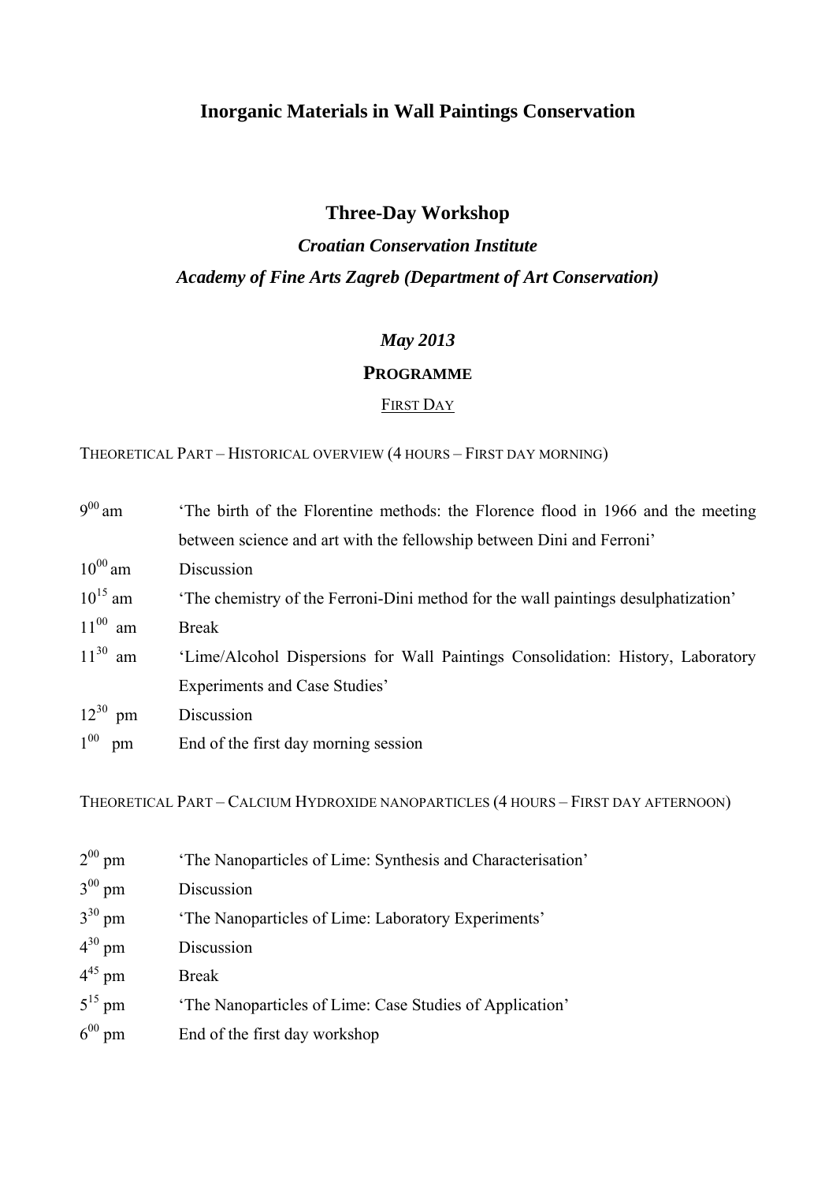# Inorganic Materials in Wall Paintings Conservation

## Three-Day Workshop

***Croatian Conservation Institute***

***Academy of Fine Arts Zagreb (Department of Art Conservation)***

***May 2013***

**PROGRAMME**

FIRST DAY

THEORETICAL PART – HISTORICAL OVERVIEW (4 HOURS – FIRST DAY MORNING)

| | |
|---|---|
| $9^{00}$ am | 'The birth of the Florentine methods: the Florence flood in 1966 and the meeting between science and art with the fellowship between Dini and Ferroni' |
| $10^{00}$ am | Discussion |
| $10^{15}$ am | 'The chemistry of the Ferroni-Dini method for the wall paintings desulphatization' |
| $11^{00}$ am | Break |
| $11^{30}$ am | 'Lime/Alcohol Dispersions for Wall Paintings Consolidation: History, Laboratory Experiments and Case Studies' |
| $12^{30}$ pm | Discussion |
| $1^{00}$ pm | End of the first day morning session |

THEORETICAL PART – CALCIUM HYDROXIDE NANOPARTICLES (4 HOURS – FIRST DAY AFTERNOON)

| | |
|---|---|
| $2^{00}$ pm | 'The Nanoparticles of Lime: Synthesis and Characterisation' |
| $3^{00}$ pm | Discussion |
| $3^{30}$ pm | 'The Nanoparticles of Lime: Laboratory Experiments' |
| $4^{30}$ pm | Discussion |
| $4^{45}$ pm | Break |
| $5^{15}$ pm | 'The Nanoparticles of Lime: Case Studies of Application' |
| $6^{00}$ pm | End of the first day workshop |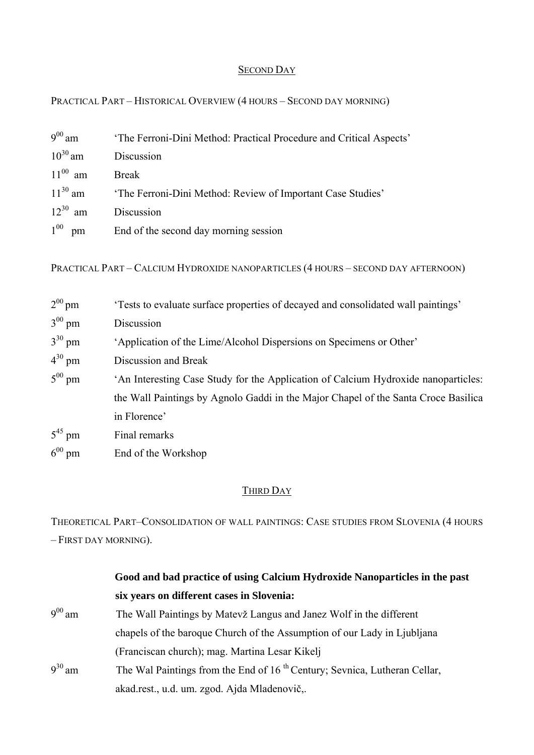## SECOND DAY

PRACTICAL PART – HISTORICAL OVERVIEW (4 HOURS – SECOND DAY MORNING)

| | |
|---|---|
| $9^{00}$ am | 'The Ferroni-Dini Method: Practical Procedure and Critical Aspects' |
| $10^{30}$ am | Discussion |
| $11^{00}$ am | Break |
| $11^{30}$ am | 'The Ferroni-Dini Method: Review of Important Case Studies' |
| $12^{30}$ am | Discussion |
| $1^{00}$ pm | End of the second day morning session |

PRACTICAL PART – CALCIUM HYDROXIDE NANOPARTICLES (4 HOURS – SECOND DAY AFTERNOON)

| | |
|---|---|
| $2^{00}$ pm | 'Tests to evaluate surface properties of decayed and consolidated wall paintings' |
| $3^{00}$ pm | Discussion |
| $3^{30}$ pm | 'Application of the Lime/Alcohol Dispersions on Specimens or Other' |
| $4^{30}$ pm | Discussion and Break |
| $5^{00}$ pm | 'An Interesting Case Study for the Application of Calcium Hydroxide nanoparticles: the Wall Paintings by Agnolo Gaddi in the Major Chapel of the Santa Croce Basilica in Florence' |
| $5^{45}$ pm | Final remarks |
| $6^{00}$ pm | End of the Workshop |

## THIRD DAY

THEORETICAL PART–CONSOLIDATION OF WALL PAINTINGS: CASE STUDIES FROM SLOVENIA (4 HOURS – FIRST DAY MORNING).

**Good and bad practice of using Calcium Hydroxide Nanoparticles in the past six years on different cases in Slovenia:**

| | |
|---|---|
| $9^{00}$ am | The Wall Paintings by Matevž Langus and Janez Wolf in the different chapels of the baroque Church of the Assumption of our Lady in Ljubljana (Franciscan church); mag. Martina Lesar Kikelj |
| $9^{30}$ am | The Wal Paintings from the End of 16 $^{th}$ Century; Sevnica, Lutheran Cellar, akad.rest., u.d. um. zgod. Ajda Mladenovič,. |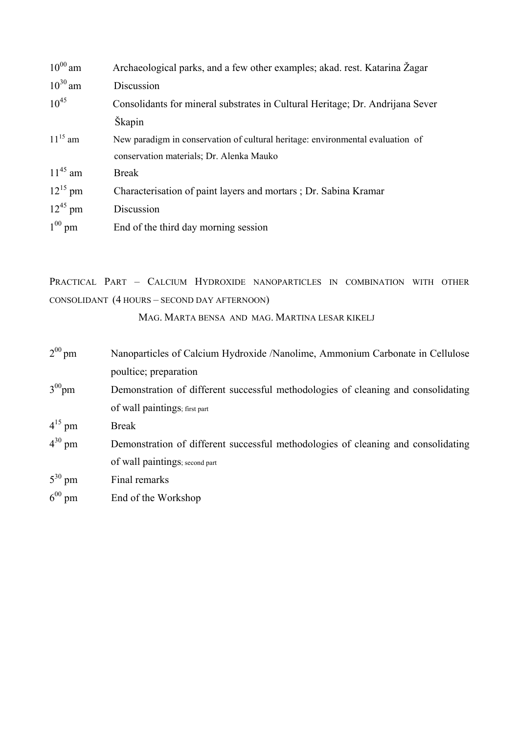| | |
|---|---|
| $10^{00}$ am | Archaeological parks, and a few other examples; akad. rest. Katarina Žagar |
| $10^{30}$ am | Discussion |
| $10^{45}$ | Consolidants for mineral substrates in Cultural Heritage; Dr. Andrijana Sever Škapin |
| $11^{15}$ am | New paradigm in conservation of cultural heritage: environmental evaluation of conservation materials; Dr. Alenka Mauko |
| $11^{45}$ am | Break |
| $12^{15}$ pm | Characterisation of paint layers and mortars ; Dr. Sabina Kramar |
| $12^{45}$ pm | Discussion |
| $1^{00}$ pm | End of the third day morning session |

PRACTICAL PART – CALCIUM HYDROXIDE NANOPARTICLES IN COMBINATION WITH OTHER CONSOLIDANT (4 HOURS – SECOND DAY AFTERNOON)

MAG. MARTA BENSA AND MAG. MARTINA LESAR KIKELJ

| | |
|---|---|
| $2^{00}$ pm | Nanoparticles of Calcium Hydroxide /Nanolime, Ammonium Carbonate in Cellulose poultice; preparation |
| $3^{00}$pm | Demonstration of different successful methodologies of cleaning and consolidating of wall paintings; first part |
| $4^{15}$ pm | Break |
| $4^{30}$ pm | Demonstration of different successful methodologies of cleaning and consolidating of wall paintings; second part |
| $5^{30}$ pm | Final remarks |
| $6^{00}$ pm | End of the Workshop |